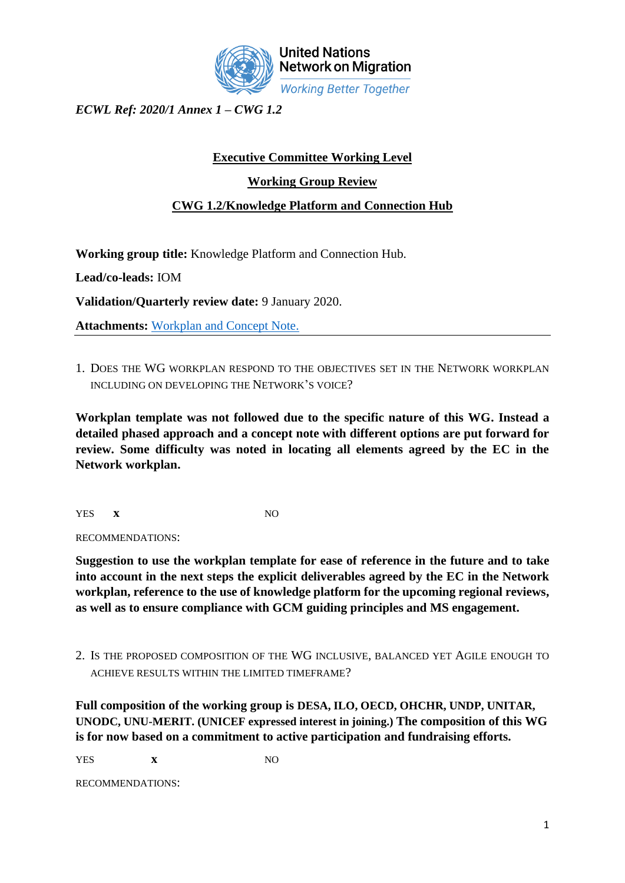United Nations Network on Migration

*Working Better Together*

*ECWL Ref: 2020/1 Annex 1 – CWG 1.2*

**Executive Committee Working Level**

**Working Group Review**

**CWG 1.2/Knowledge Platform and Connection Hub**

**Working group title:** Knowledge Platform and Connection Hub.

**Lead/co-leads:** IOM

**Validation/Quarterly review date:** 9 January 2020.

**Attachments:** Workplan and Concept Note.

---

1. DOES THE WG WORKPLAN RESPOND TO THE OBJECTIVES SET IN THE NETWORK WORKPLAN INCLUDING ON DEVELOPING THE NETWORK'S VOICE?

**Workplan template was not followed due to the specific nature of this WG. Instead a detailed phased approach and a concept note with different options are put forward for review. Some difficulty was noted in locating all elements agreed by the EC in the Network workplan.**

YES **x** NO

RECOMMENDATIONS:

**Suggestion to use the workplan template for ease of reference in the future and to take into account in the next steps the explicit deliverables agreed by the EC in the Network workplan, reference to the use of knowledge platform for the upcoming regional reviews, as well as to ensure compliance with GCM guiding principles and MS engagement.**

2. IS THE PROPOSED COMPOSITION OF THE WG INCLUSIVE, BALANCED YET AGILE ENOUGH TO ACHIEVE RESULTS WITHIN THE LIMITED TIMEFRAME?

**Full composition of the working group is DESA, ILO, OECD, OHCHR, UNDP, UNITAR, UNODC, UNU-MERIT. (UNICEF expressed interest in joining.) The composition of this WG is for now based on a commitment to active participation and fundraising efforts.**

YES **x** NO

RECOMMENDATIONS: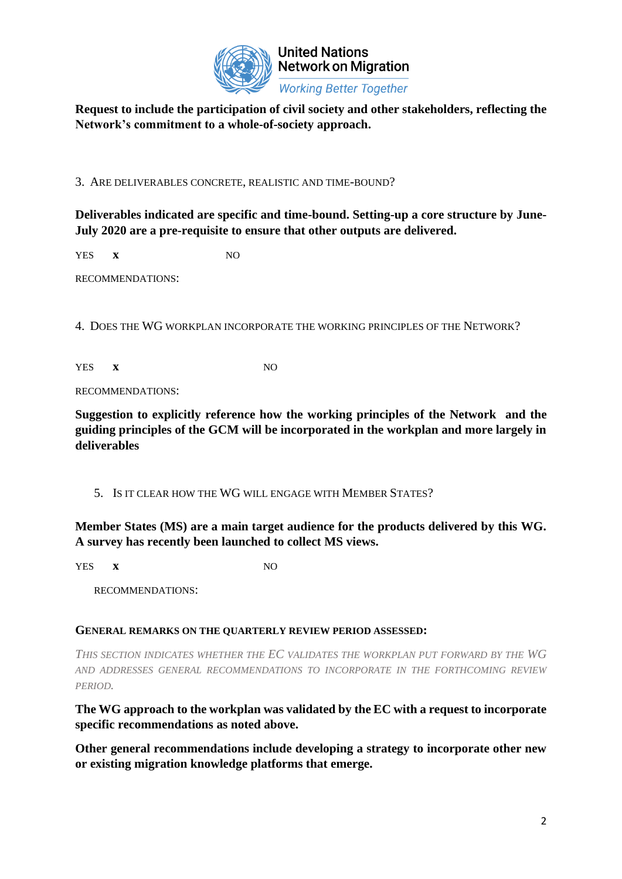**Request to include the participation of civil society and other stakeholders, reflecting the Network's commitment to a whole-of-society approach.**

3. ARE DELIVERABLES CONCRETE, REALISTIC AND TIME-BOUND?

**Deliverables indicated are specific and time-bound. Setting-up a core structure by June-July 2020 are a pre-requisite to ensure that other outputs are delivered.**

YES **x** NO

RECOMMENDATIONS:

4. DOES THE WG WORKPLAN INCORPORATE THE WORKING PRINCIPLES OF THE NETWORK?

YES **x** NO

RECOMMENDATIONS:

**Suggestion to explicitly reference how the working principles of the Network and the guiding principles of the GCM will be incorporated in the workplan and more largely in deliverables**

5. IS IT CLEAR HOW THE WG WILL ENGAGE WITH MEMBER STATES?

**Member States (MS) are a main target audience for the products delivered by this WG. A survey has recently been launched to collect MS views.**

YES **x** NO

RECOMMENDATIONS:

**GENERAL REMARKS ON THE QUARTERLY REVIEW PERIOD ASSESSED:**

*THIS SECTION INDICATES WHETHER THE EC VALIDATES THE WORKPLAN PUT FORWARD BY THE WG AND ADDRESSES GENERAL RECOMMENDATIONS TO INCORPORATE IN THE FORTHCOMING REVIEW PERIOD.*

**The WG approach to the workplan was validated by the EC with a request to incorporate specific recommendations as noted above.**

**Other general recommendations include developing a strategy to incorporate other new or existing migration knowledge platforms that emerge.**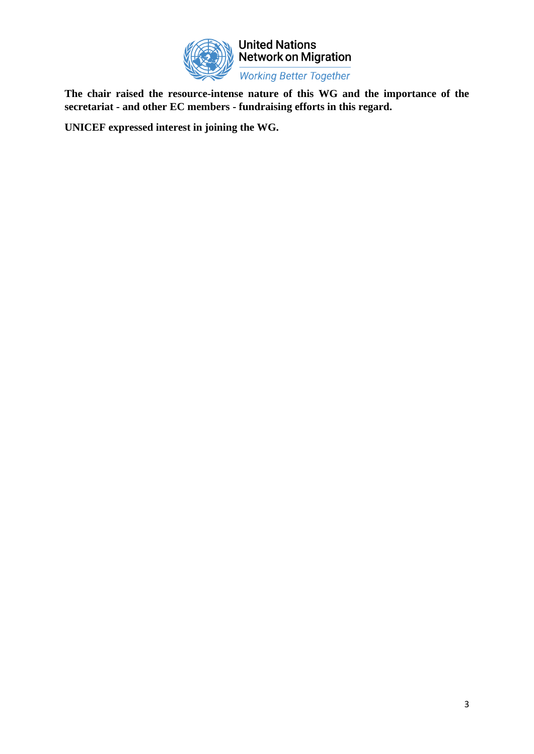**The chair raised the resource-intense nature of this WG and the importance of the secretariat - and other EC members - fundraising efforts in this regard.**

**UNICEF expressed interest in joining the WG.**